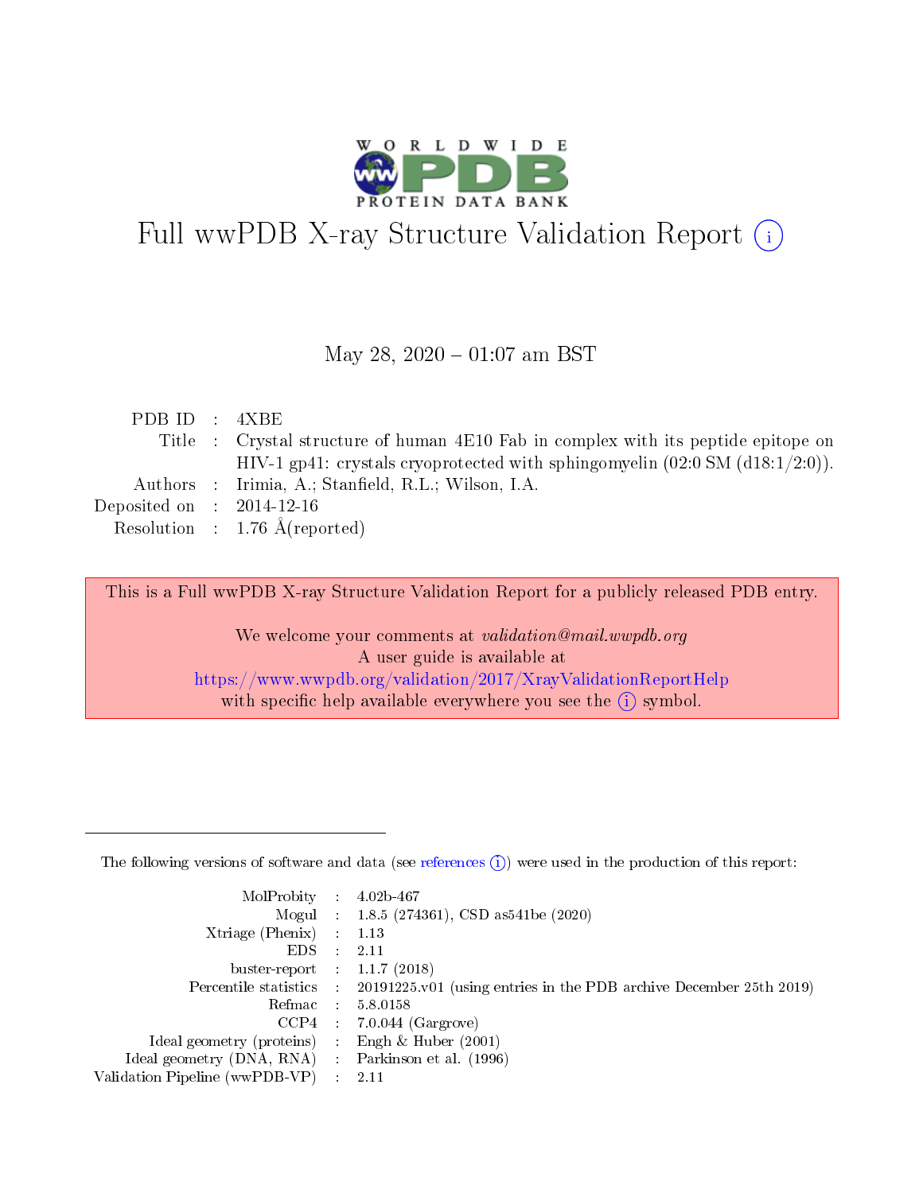# Full wwPDB X-ray Structure Validation Report

May 28, 2020 – 01:07 am BST

| | | |
|---|---|---|
| PDB ID | : | 4XBE |
| Title | : | Crystal structure of human 4E10 Fab in complex with its peptide epitope on HIV-1 gp41: crystals cryoprotected with sphingomyelin (02:0 SM (d18:1/2:0)). |
| Authors | : | Irimia, A.; Stanfield, R.L.; Wilson, I.A. |
| Deposited on | : | 2014-12-16 |
| Resolution | : | 1.76 Å(reported) |

This is a Full wwPDB X-ray Structure Validation Report for a publicly released PDB entry.

We welcome your comments at *validation@mail.wwpdb.org*
A user guide is available at
https://www.wwpdb.org/validation/2017/XrayValidationReportHelp
with specific help available everywhere you see the (i) symbol.

---

The following versions of software and data (see references (i)) were used in the production of this report:

| | | |
|---|---|---|
| MolProbity | : | 4.02b-467 |
| Mogul | : | 1.8.5 (274361), CSD as541be (2020) |
| Xtriage (Phenix) | : | 1.13 |
| EDS | : | 2.11 |
| buster-report | : | 1.1.7 (2018) |
| Percentile statistics | : | 20191225.v01 (using entries in the PDB archive December 25th 2019) |
| Refmac | : | 5.8.0158 |
| CCP4 | : | 7.0.044 (Gargrove) |
| Ideal geometry (proteins) | : | Engh & Huber (2001) |
| Ideal geometry (DNA, RNA) | : | Parkinson et al. (1996) |
| Validation Pipeline (wwPDB-VP) | : | 2.11 |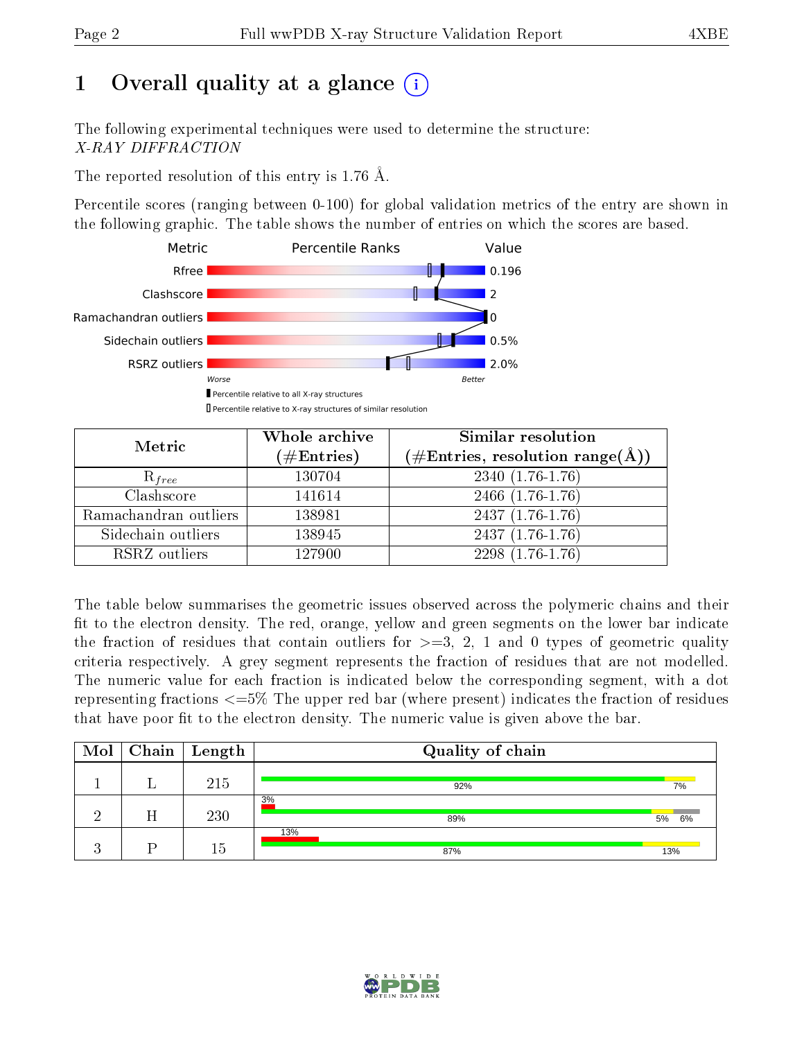# 1 Overall quality at a glance (i)

The following experimental techniques were used to determine the structure:
*X-RAY DIFFRACTION*

The reported resolution of this entry is 1.76 Å.

Percentile scores (ranging between 0-100) for global validation metrics of the entry are shown in the following graphic. The table shows the number of entries on which the scores are based.

| Metric | Value |
|---|---|
| Rfree | 0.196 |
| Clashscore | 2 |
| Ramachandran outliers | 0 |
| Sidechain outliers | 0.5% |
| RSRZ outliers | 2.0% |

Worse — Better

▮ Percentile relative to all X-ray structures
▯ Percentile relative to X-ray structures of similar resolution

| Metric | Whole archive (#Entries) | Similar resolution (#Entries, resolution range(Å)) |
|---|---|---|
| $R_{free}$ | 130704 | 2340 (1.76-1.76) |
| Clashscore | 141614 | 2466 (1.76-1.76) |
| Ramachandran outliers | 138981 | 2437 (1.76-1.76) |
| Sidechain outliers | 138945 | 2437 (1.76-1.76) |
| RSRZ outliers | 127900 | 2298 (1.76-1.76) |

The table below summarises the geometric issues observed across the polymeric chains and their fit to the electron density. The red, orange, yellow and green segments on the lower bar indicate the fraction of residues that contain outliers for >=3, 2, 1 and 0 types of geometric quality criteria respectively. A grey segment represents the fraction of residues that are not modelled. The numeric value for each fraction is indicated below the corresponding segment, with a dot representing fractions <=5% The upper red bar (where present) indicates the fraction of residues that have poor fit to the electron density. The numeric value is given above the bar.

| Mol | Chain | Length | Quality of chain |
|---|---|---|---|
| 1 | L | 215 | 92% · 7% |
| 2 | H | 230 | 3% (poor fit); 89% · 5% · 6% |
| 3 | P | 15 | 13% (poor fit); 87% · 13% |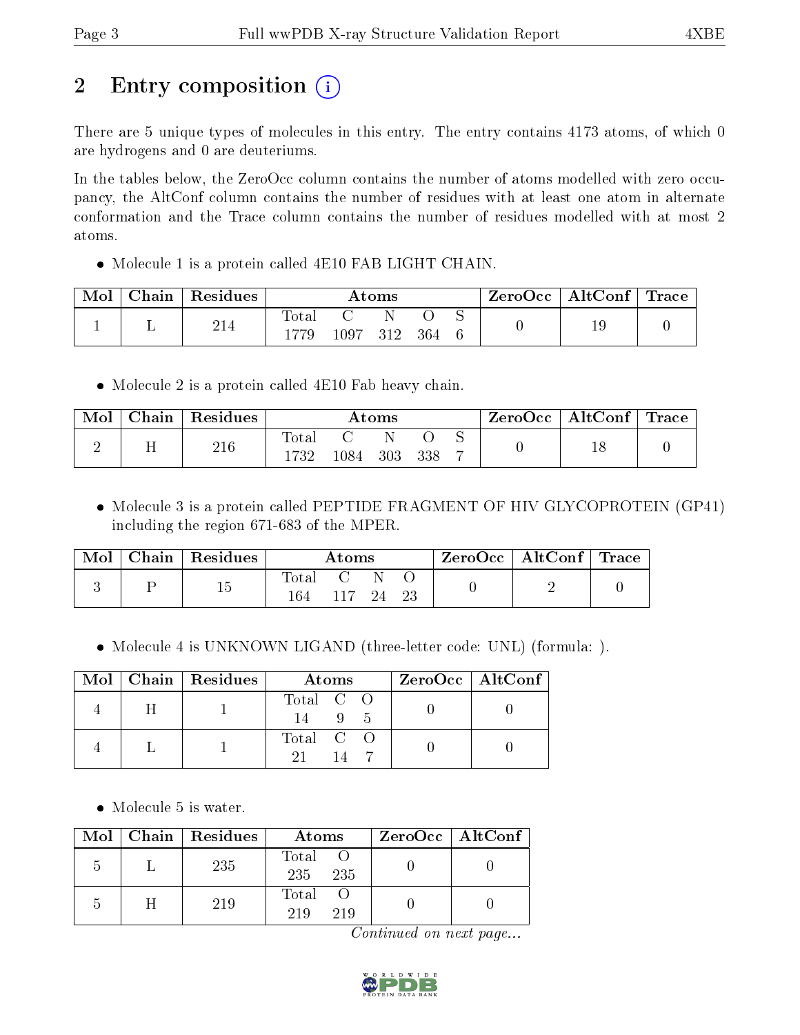# 2 Entry composition

There are 5 unique types of molecules in this entry. The entry contains 4173 atoms, of which 0 are hydrogens and 0 are deuteriums.

In the tables below, the ZeroOcc column contains the number of atoms modelled with zero occupancy, the AltConf column contains the number of residues with at least one atom in alternate conformation and the Trace column contains the number of residues modelled with at most 2 atoms.

- Molecule 1 is a protein called 4E10 FAB LIGHT CHAIN.

| Mol | Chain | Residues | Atoms | | | | | ZeroOcc | AltConf | Trace |
|---|---|---|---|---|---|---|---|---|---|---|
| 1 | L | 214 | Total 1779 | C 1097 | N 312 | O 364 | S 6 | 0 | 19 | 0 |

- Molecule 2 is a protein called 4E10 Fab heavy chain.

| Mol | Chain | Residues | Atoms | | | | | ZeroOcc | AltConf | Trace |
|---|---|---|---|---|---|---|---|---|---|---|
| 2 | H | 216 | Total 1732 | C 1084 | N 303 | O 338 | S 7 | 0 | 18 | 0 |

- Molecule 3 is a protein called PEPTIDE FRAGMENT OF HIV GLYCOPROTEIN (GP41) including the region 671-683 of the MPER.

| Mol | Chain | Residues | Atoms | | | | ZeroOcc | AltConf | Trace |
|---|---|---|---|---|---|---|---|---|---|
| 3 | P | 15 | Total 164 | C 117 | N 24 | O 23 | 0 | 2 | 0 |

- Molecule 4 is UNKNOWN LIGAND (three-letter code: UNL) (formula: ).

| Mol | Chain | Residues | Atoms | | | ZeroOcc | AltConf |
|---|---|---|---|---|---|---|---|
| 4 | H | 1 | Total 14 | C 9 | O 5 | 0 | 0 |
| 4 | L | 1 | Total 21 | C 14 | O 7 | 0 | 0 |

- Molecule 5 is water.

| Mol | Chain | Residues | Atoms | | ZeroOcc | AltConf |
|---|---|---|---|---|---|---|
| 5 | L | 235 | Total 235 | O 235 | 0 | 0 |
| 5 | H | 219 | Total 219 | O 219 | 0 | 0 |

*Continued on next page...*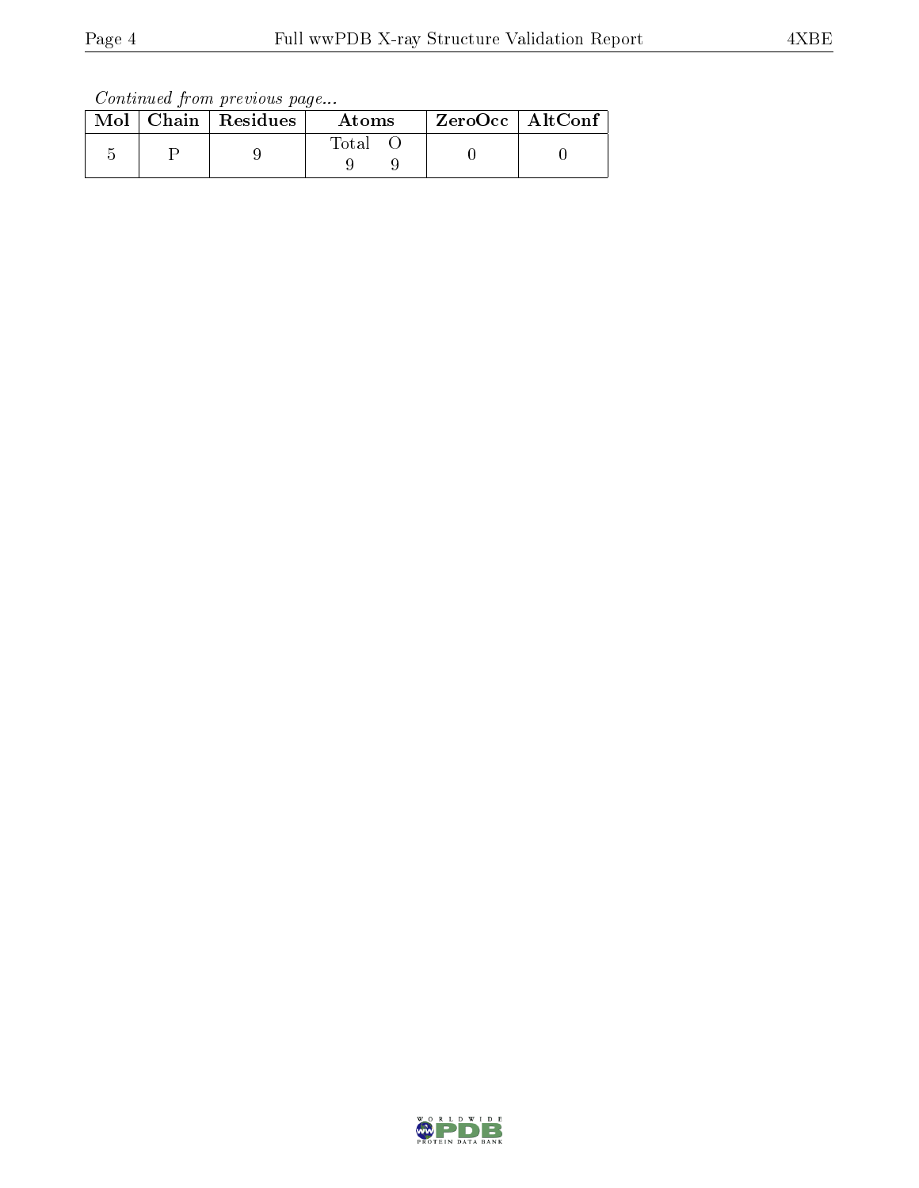*Continued from previous page...*

| Mol | Chain | Residues | Atoms | ZeroOcc | AltConf |
|---|---|---|---|---|---|
| 5 | P | 9 | Total O<br>9 9 | 0 | 0 |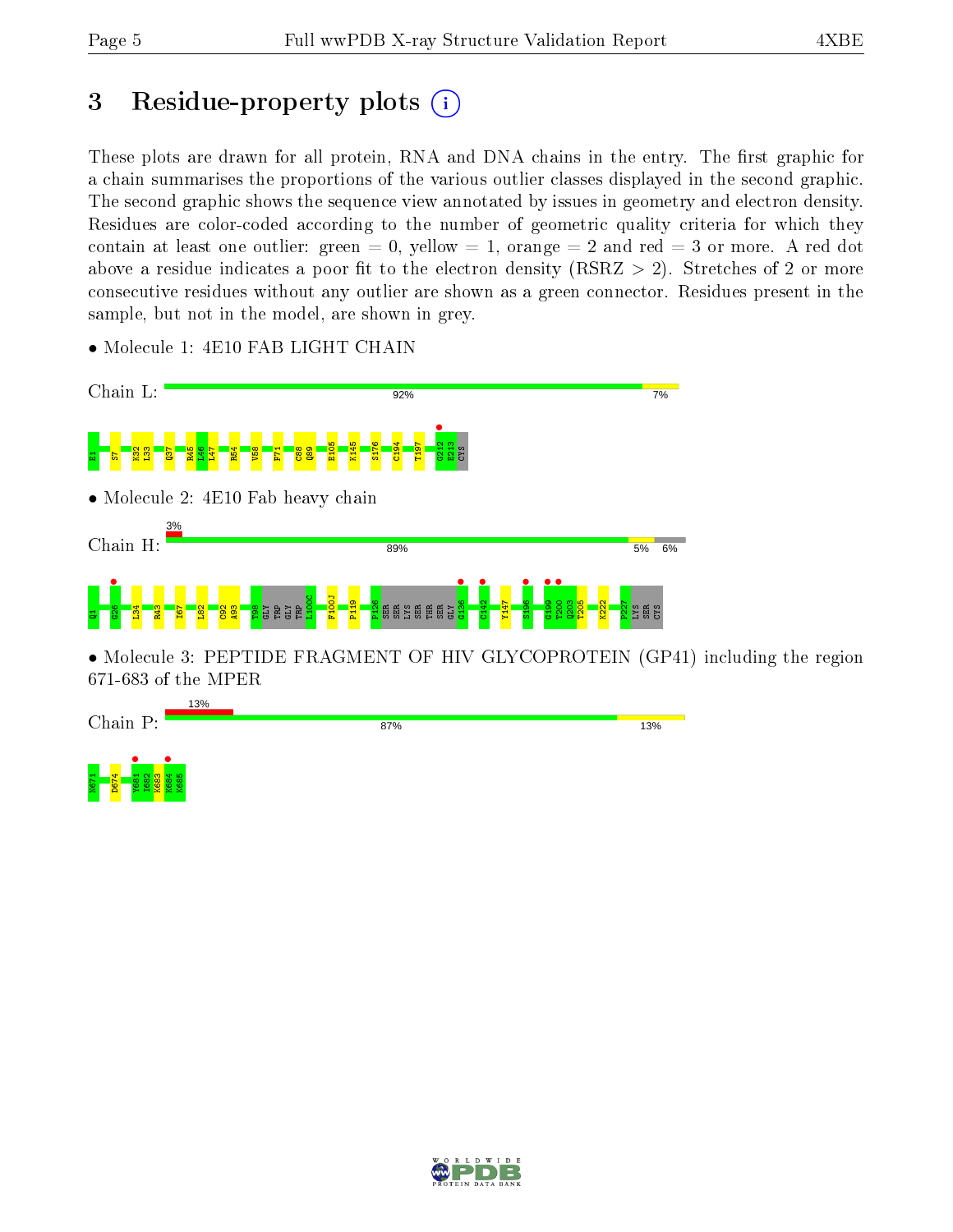# 3 Residue-property plots

These plots are drawn for all protein, RNA and DNA chains in the entry. The first graphic for a chain summarises the proportions of the various outlier classes displayed in the second graphic. The second graphic shows the sequence view annotated by issues in geometry and electron density. Residues are color-coded according to the number of geometric quality criteria for which they contain at least one outlier: green = 0, yellow = 1, orange = 2 and red = 3 or more. A red dot above a residue indicates a poor fit to the electron density (RSRZ > 2). Stretches of 2 or more consecutive residues without any outlier are shown as a green connector. Residues present in the sample, but not in the model, are shown in grey.

- Molecule 1: 4E10 FAB LIGHT CHAIN

Chain L: 92% 7%

E1 S7 K32 L33 Q37 R45 L46 L47 R54 V58 F71 C88 Q89 E105 K145 S176 C194 T197 G212 E213 CYS

- Molecule 2: 4E10 Fab heavy chain

Chain H: 3% 89% 5% 6%

Q1 G26 L34 R43 I67 L82 C92 A93 T98 GLY TRP GLY TRP L100C F100J P119 P126 SER SER LYS SER THR SER GLY G136 C142 Y147 S196 G199 T200 Q203 T205 K222 P227 LYS SER CYS

- Molecule 3: PEPTIDE FRAGMENT OF HIV GLYCOPROTEIN (GP41) including the region 671-683 of the MPER

Chain P: 13% 87% 13%

N671 D674 Y681 I682 K683 K684 K685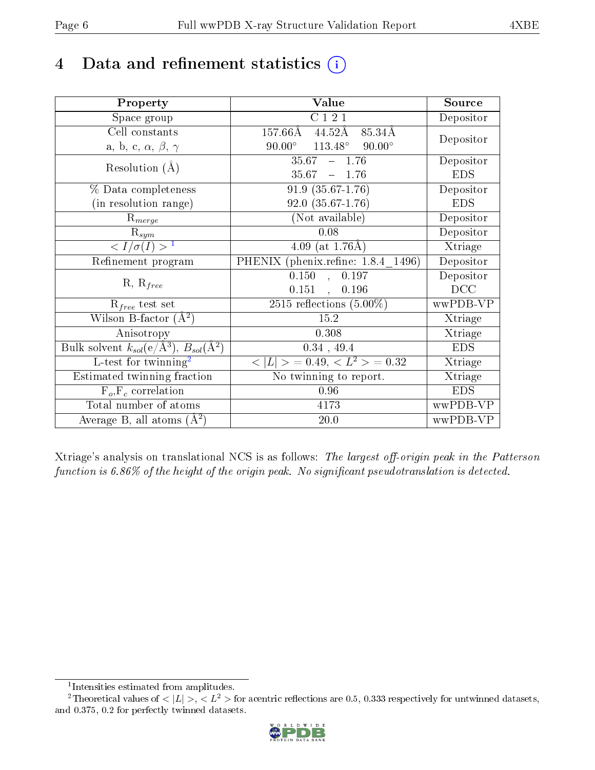# 4 Data and refinement statistics

| Property | Value | Source |
|---|---|---|
| Space group | C 1 2 1 | Depositor |
| Cell constants<br>a, b, c, $\alpha$, $\beta$, $\gamma$ | 157.66Å 44.52Å 85.34Å<br>90.00° 113.48° 90.00° | Depositor |
| Resolution (Å) | 35.67 – 1.76<br>35.67 – 1.76 | Depositor<br>EDS |
| % Data completeness<br>(in resolution range) | 91.9 (35.67-1.76)<br>92.0 (35.67-1.76) | Depositor<br>EDS |
| $R_{merge}$ | (Not available) | Depositor |
| $R_{sym}$ | 0.08 | Depositor |
| $< I/\sigma(I) >$ [1] | 4.09 (at 1.76Å) | Xtriage |
| Refinement program | PHENIX (phenix.refine: 1.8.4_1496) | Depositor |
| R, $R_{free}$ | 0.150 , 0.197<br>0.151 , 0.196 | Depositor<br>DCC |
| $R_{free}$ test set | 2515 reflections (5.00%) | wwPDB-VP |
| Wilson B-factor (Å$^2$) | 15.2 | Xtriage |
| Anisotropy | 0.308 | Xtriage |
| Bulk solvent $k_{sol}$(e/Å$^3$), $B_{sol}$(Å$^2$) | 0.34 , 49.4 | EDS |
| L-test for twinning[2] | $< \|L\| > = 0.49$, $< L^2 > = 0.32$ | Xtriage |
| Estimated twinning fraction | No twinning to report. | Xtriage |
| $F_o$,$F_c$ correlation | 0.96 | EDS |
| Total number of atoms | 4173 | wwPDB-VP |
| Average B, all atoms (Å$^2$) | 20.0 | wwPDB-VP |

Xtriage's analysis on translational NCS is as follows: *The largest off-origin peak in the Patterson function is 6.86% of the height of the origin peak. No significant pseudotranslation is detected.*

[1] Intensities estimated from amplitudes.

[2] Theoretical values of $< |L| >$, $< L^2 >$ for acentric reflections are 0.5, 0.333 respectively for untwinned datasets, and 0.375, 0.2 for perfectly twinned datasets.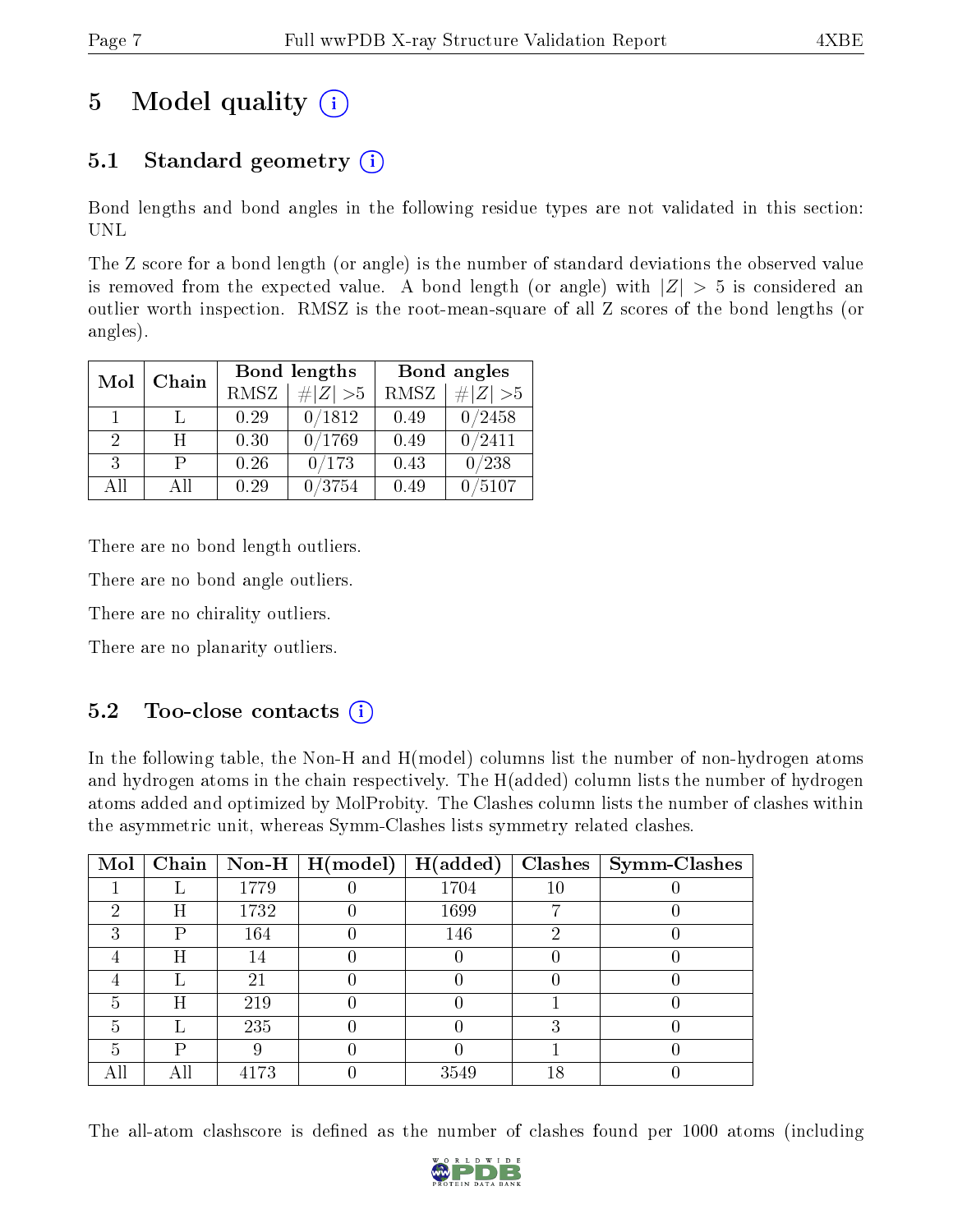# 5 Model quality (i)

## 5.1 Standard geometry (i)

Bond lengths and bond angles in the following residue types are not validated in this section: UNL

The Z score for a bond length (or angle) is the number of standard deviations the observed value is removed from the expected value. A bond length (or angle) with $|Z| > 5$ is considered an outlier worth inspection. RMSZ is the root-mean-square of all Z scores of the bond lengths (or angles).

| Mol | Chain | Bond lengths | | Bond angles | |
|---|---|---|---|---|---|
| | | RMSZ | #\|Z\| >5 | RMSZ | #\|Z\| >5 |
| 1 | L | 0.29 | 0/1812 | 0.49 | 0/2458 |
| 2 | H | 0.30 | 0/1769 | 0.49 | 0/2411 |
| 3 | P | 0.26 | 0/173 | 0.43 | 0/238 |
| All | All | 0.29 | 0/3754 | 0.49 | 0/5107 |

There are no bond length outliers.

There are no bond angle outliers.

There are no chirality outliers.

There are no planarity outliers.

## 5.2 Too-close contacts (i)

In the following table, the Non-H and H(model) columns list the number of non-hydrogen atoms and hydrogen atoms in the chain respectively. The H(added) column lists the number of hydrogen atoms added and optimized by MolProbity. The Clashes column lists the number of clashes within the asymmetric unit, whereas Symm-Clashes lists symmetry related clashes.

| Mol | Chain | Non-H | H(model) | H(added) | Clashes | Symm-Clashes |
|---|---|---|---|---|---|---|
| 1 | L | 1779 | 0 | 1704 | 10 | 0 |
| 2 | H | 1732 | 0 | 1699 | 7 | 0 |
| 3 | P | 164 | 0 | 146 | 2 | 0 |
| 4 | H | 14 | 0 | 0 | 0 | 0 |
| 4 | L | 21 | 0 | 0 | 0 | 0 |
| 5 | H | 219 | 0 | 0 | 1 | 0 |
| 5 | L | 235 | 0 | 0 | 3 | 0 |
| 5 | P | 9 | 0 | 0 | 1 | 0 |
| All | All | 4173 | 0 | 3549 | 18 | 0 |

The all-atom clashscore is defined as the number of clashes found per 1000 atoms (including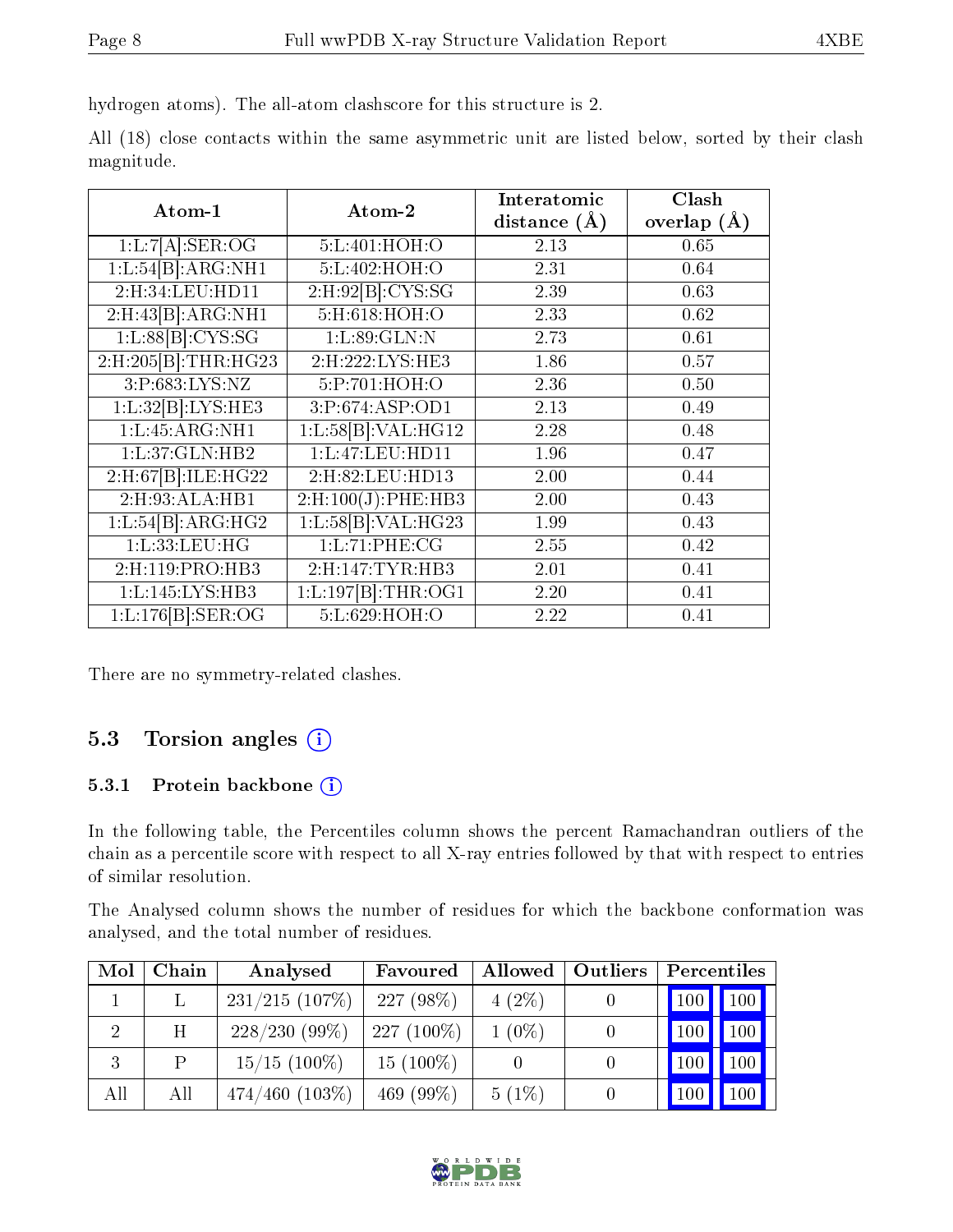hydrogen atoms). The all-atom clashscore for this structure is 2.

All (18) close contacts within the same asymmetric unit are listed below, sorted by their clash magnitude.

| Atom-1 | Atom-2 | Interatomic distance (Å) | Clash overlap (Å) |
|---|---|---|---|
| 1:L:7[A]:SER:OG | 5:L:401:HOH:O | 2.13 | 0.65 |
| 1:L:54[B]:ARG:NH1 | 5:L:402:HOH:O | 2.31 | 0.64 |
| 2:H:34:LEU:HD11 | 2:H:92[B]:CYS:SG | 2.39 | 0.63 |
| 2:H:43[B]:ARG:NH1 | 5:H:618:HOH:O | 2.33 | 0.62 |
| 1:L:88[B]:CYS:SG | 1:L:89:GLN:N | 2.73 | 0.61 |
| 2:H:205[B]:THR:HG23 | 2:H:222:LYS:HE3 | 1.86 | 0.57 |
| 3:P:683:LYS:NZ | 5:P:701:HOH:O | 2.36 | 0.50 |
| 1:L:32[B]:LYS:HE3 | 3:P:674:ASP:OD1 | 2.13 | 0.49 |
| 1:L:45:ARG:NH1 | 1:L:58[B]:VAL:HG12 | 2.28 | 0.48 |
| 1:L:37:GLN:HB2 | 1:L:47:LEU:HD11 | 1.96 | 0.47 |
| 2:H:67[B]:ILE:HG22 | 2:H:82:LEU:HD13 | 2.00 | 0.44 |
| 2:H:93:ALA:HB1 | 2:H:100(J):PHE:HB3 | 2.00 | 0.43 |
| 1:L:54[B]:ARG:HG2 | 1:L:58[B]:VAL:HG23 | 1.99 | 0.43 |
| 1:L:33:LEU:HG | 1:L:71:PHE:CG | 2.55 | 0.42 |
| 2:H:119:PRO:HB3 | 2:H:147:TYR:HB3 | 2.01 | 0.41 |
| 1:L:145:LYS:HB3 | 1:L:197[B]:THR:OG1 | 2.20 | 0.41 |
| 1:L:176[B]:SER:OG | 5:L:629:HOH:O | 2.22 | 0.41 |

There are no symmetry-related clashes.

## 5.3 Torsion angles

### 5.3.1 Protein backbone

In the following table, the Percentiles column shows the percent Ramachandran outliers of the chain as a percentile score with respect to all X-ray entries followed by that with respect to entries of similar resolution.

The Analysed column shows the number of residues for which the backbone conformation was analysed, and the total number of residues.

| Mol | Chain | Analysed | Favoured | Allowed | Outliers | Percentiles | |
|---|---|---|---|---|---|---|---|
| 1 | L | 231/215 (107%) | 227 (98%) | 4 (2%) | 0 | 100 | 100 |
| 2 | H | 228/230 (99%) | 227 (100%) | 1 (0%) | 0 | 100 | 100 |
| 3 | P | 15/15 (100%) | 15 (100%) | 0 | 0 | 100 | 100 |
| All | All | 474/460 (103%) | 469 (99%) | 5 (1%) | 0 | 100 | 100 |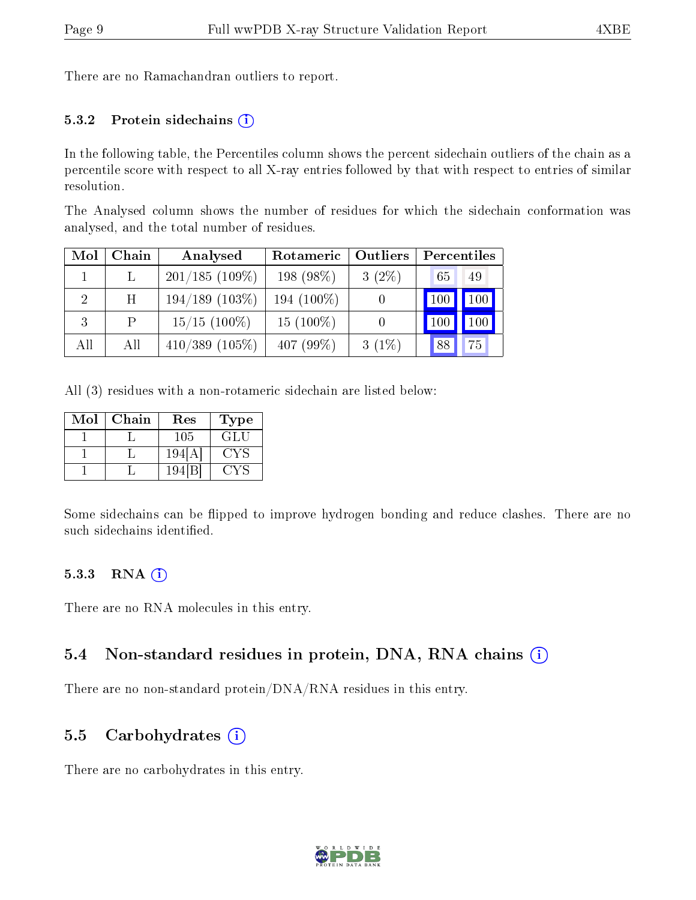There are no Ramachandran outliers to report.

### 5.3.2 Protein sidechains (i)

In the following table, the Percentiles column shows the percent sidechain outliers of the chain as a percentile score with respect to all X-ray entries followed by that with respect to entries of similar resolution.

The Analysed column shows the number of residues for which the sidechain conformation was analysed, and the total number of residues.

| Mol | Chain | Analysed | Rotameric | Outliers | Percentiles | |
|---|---|---|---|---|---|---|
| 1 | L | 201/185 (109%) | 198 (98%) | 3 (2%) | 65 | 49 |
| 2 | H | 194/189 (103%) | 194 (100%) | 0 | 100 | 100 |
| 3 | P | 15/15 (100%) | 15 (100%) | 0 | 100 | 100 |
| All | All | 410/389 (105%) | 407 (99%) | 3 (1%) | 88 | 75 |

All (3) residues with a non-rotameric sidechain are listed below:

| Mol | Chain | Res | Type |
|---|---|---|---|
| 1 | L | 105 | GLU |
| 1 | L | 194[A] | CYS |
| 1 | L | 194[B] | CYS |

Some sidechains can be flipped to improve hydrogen bonding and reduce clashes. There are no such sidechains identified.

### 5.3.3 RNA (i)

There are no RNA molecules in this entry.

## 5.4 Non-standard residues in protein, DNA, RNA chains (i)

There are no non-standard protein/DNA/RNA residues in this entry.

## 5.5 Carbohydrates (i)

There are no carbohydrates in this entry.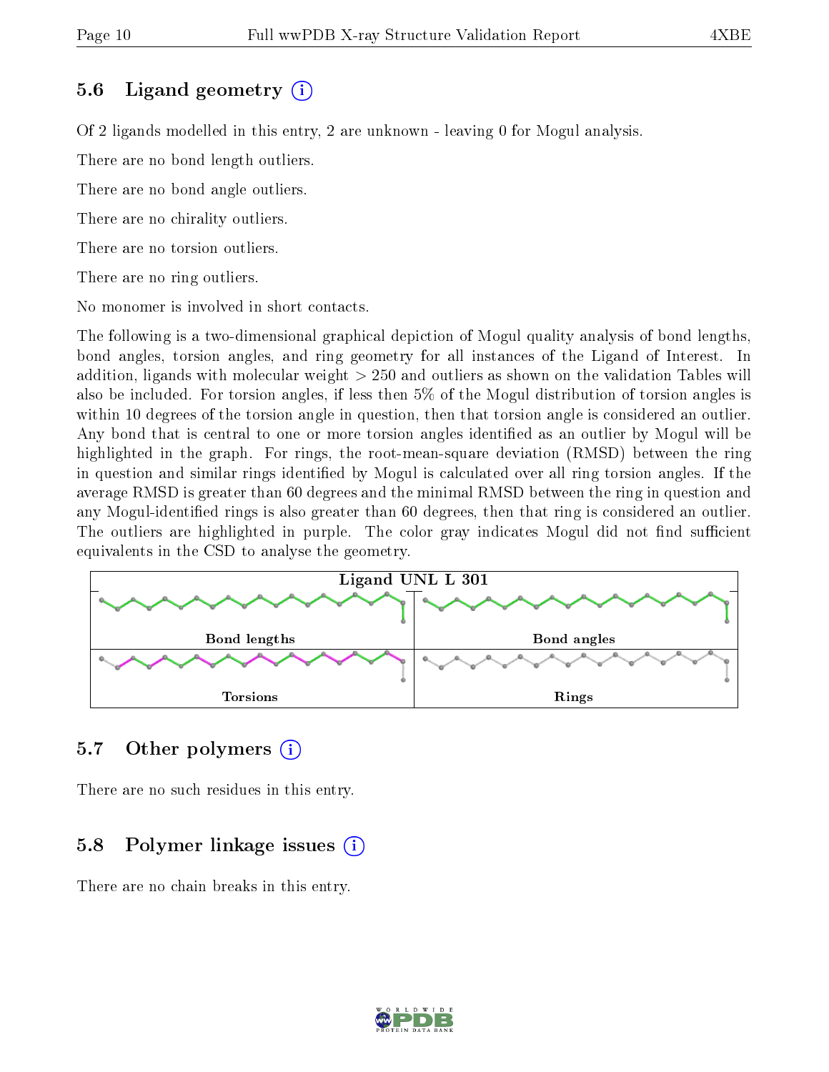## 5.6 Ligand geometry

Of 2 ligands modelled in this entry, 2 are unknown - leaving 0 for Mogul analysis.

There are no bond length outliers.

There are no bond angle outliers.

There are no chirality outliers.

There are no torsion outliers.

There are no ring outliers.

No monomer is involved in short contacts.

The following is a two-dimensional graphical depiction of Mogul quality analysis of bond lengths, bond angles, torsion angles, and ring geometry for all instances of the Ligand of Interest. In addition, ligands with molecular weight > 250 and outliers as shown on the validation Tables will also be included. For torsion angles, if less then 5% of the Mogul distribution of torsion angles is within 10 degrees of the torsion angle in question, then that torsion angle is considered an outlier. Any bond that is central to one or more torsion angles identified as an outlier by Mogul will be highlighted in the graph. For rings, the root-mean-square deviation (RMSD) between the ring in question and similar rings identified by Mogul is calculated over all ring torsion angles. If the average RMSD is greater than 60 degrees and the minimal RMSD between the ring in question and any Mogul-identified rings is also greater than 60 degrees, then that ring is considered an outlier. The outliers are highlighted in purple. The color gray indicates Mogul did not find sufficient equivalents in the CSD to analyse the geometry.

**Ligand UNL L 301**

| Bond lengths | Bond angles |
|---|---|
| **Torsions** | **Rings** |

## 5.7 Other polymers

There are no such residues in this entry.

## 5.8 Polymer linkage issues

There are no chain breaks in this entry.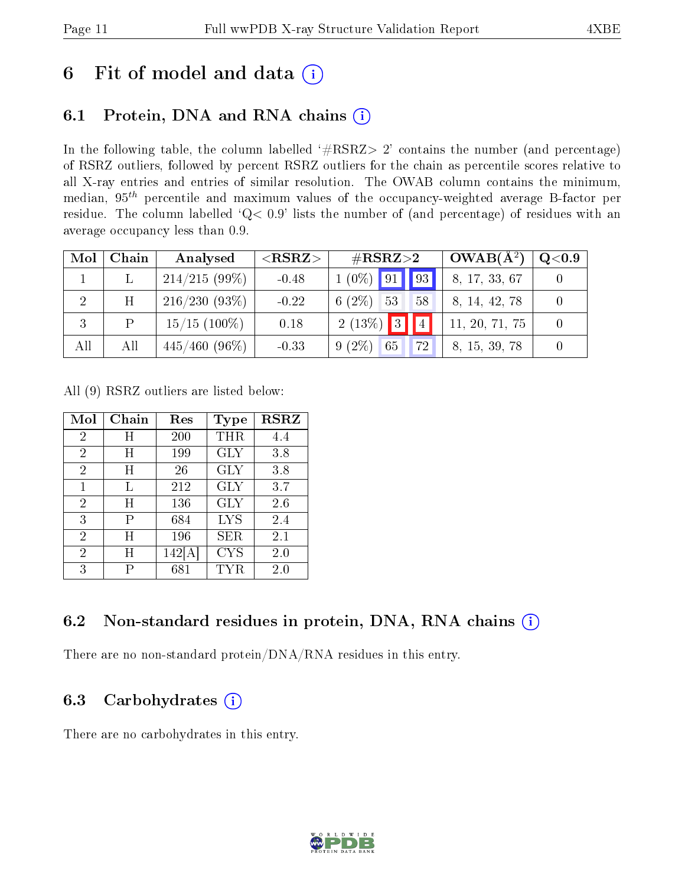# 6 Fit of model and data

## 6.1 Protein, DNA and RNA chains

In the following table, the column labelled '#RSRZ> 2' contains the number (and percentage) of RSRZ outliers, followed by percent RSRZ outliers for the chain as percentile scores relative to all X-ray entries and entries of similar resolution. The OWAB column contains the minimum, median, $95^{th}$ percentile and maximum values of the occupancy-weighted average B-factor per residue. The column labelled 'Q< 0.9' lists the number of (and percentage) of residues with an average occupancy less than 0.9.

| Mol | Chain | Analysed | <RSRZ> | #RSRZ>2 | | | OWAB(Å$^2$) | Q<0.9 |
|---|---|---|---|---|---|---|---|---|
| 1 | L | 214/215 (99%) | -0.48 | 1 (0%) | 91 | 93 | 8, 17, 33, 67 | 0 |
| 2 | H | 216/230 (93%) | -0.22 | 6 (2%) | 53 | 58 | 8, 14, 42, 78 | 0 |
| 3 | P | 15/15 (100%) | 0.18 | 2 (13%) | 3 | 4 | 11, 20, 71, 75 | 0 |
| All | All | 445/460 (96%) | -0.33 | 9 (2%) | 65 | 72 | 8, 15, 39, 78 | 0 |

All (9) RSRZ outliers are listed below:

| Mol | Chain | Res | Type | RSRZ |
|---|---|---|---|---|
| 2 | H | 200 | THR | 4.4 |
| 2 | H | 199 | GLY | 3.8 |
| 2 | H | 26 | GLY | 3.8 |
| 1 | L | 212 | GLY | 3.7 |
| 2 | H | 136 | GLY | 2.6 |
| 3 | P | 684 | LYS | 2.4 |
| 2 | H | 196 | SER | 2.1 |
| 2 | H | 142[A] | CYS | 2.0 |
| 3 | P | 681 | TYR | 2.0 |

## 6.2 Non-standard residues in protein, DNA, RNA chains

There are no non-standard protein/DNA/RNA residues in this entry.

## 6.3 Carbohydrates

There are no carbohydrates in this entry.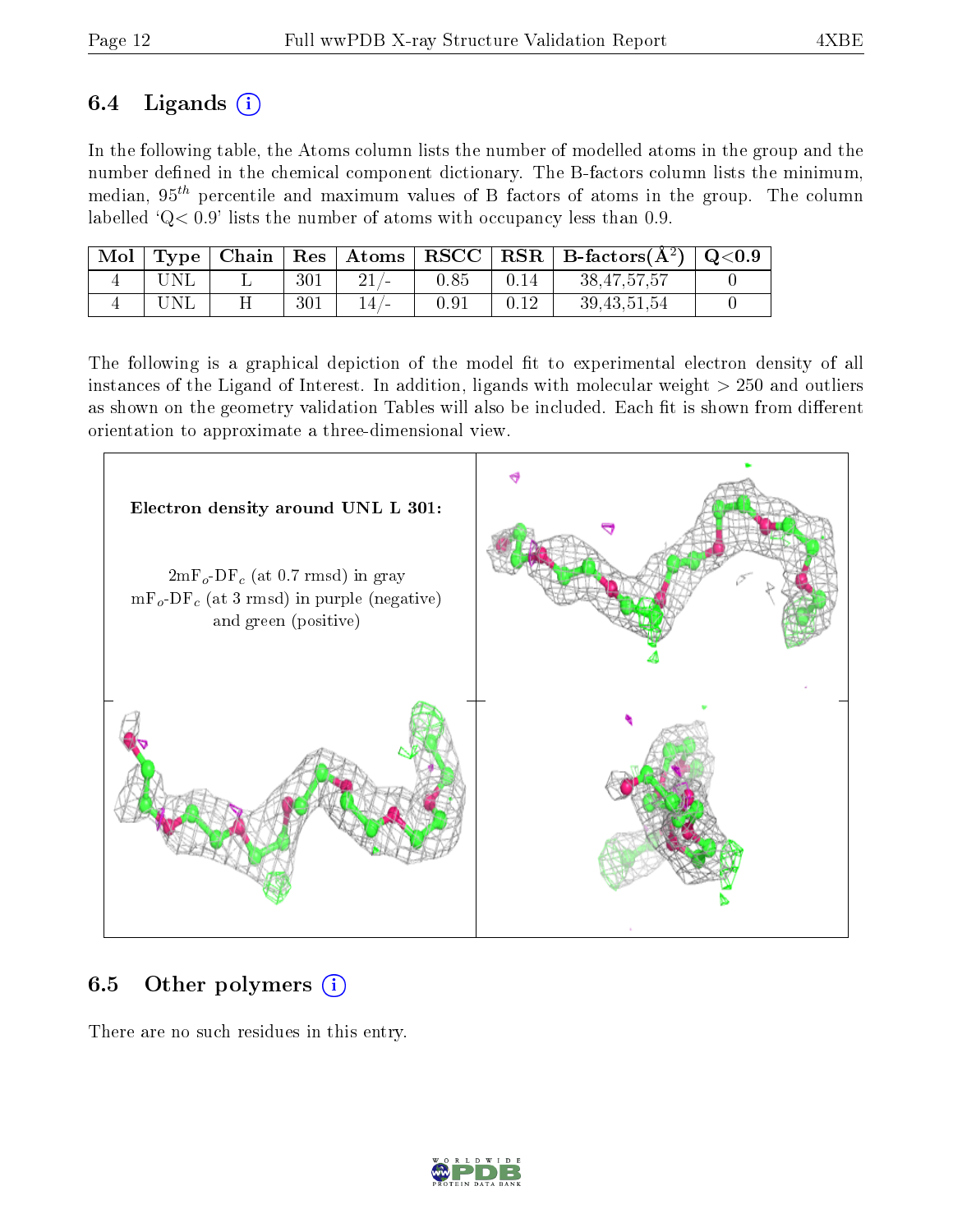### 6.4 Ligands

In the following table, the Atoms column lists the number of modelled atoms in the group and the number defined in the chemical component dictionary. The B-factors column lists the minimum, median, $95^{th}$ percentile and maximum values of B factors of atoms in the group. The column labelled 'Q< 0.9' lists the number of atoms with occupancy less than 0.9.

| Mol | Type | Chain | Res | Atoms | RSCC | RSR | B-factors($Å^2$) | Q<0.9 |
|---|---|---|---|---|---|---|---|---|
| 4 | UNL | L | 301 | 21/- | 0.85 | 0.14 | 38,47,57,57 | 0 |
| 4 | UNL | H | 301 | 14/- | 0.91 | 0.12 | 39,43,51,54 | 0 |

The following is a graphical depiction of the model fit to experimental electron density of all instances of the Ligand of Interest. In addition, ligands with molecular weight > 250 and outliers as shown on the geometry validation Tables will also be included. Each fit is shown from different orientation to approximate a three-dimensional view.

**Electron density around UNL L 301:**

$2mF_o$-$DF_c$ (at 0.7 rmsd) in gray
$mF_o$-$DF_c$ (at 3 rmsd) in purple (negative) and green (positive)

### 6.5 Other polymers

There are no such residues in this entry.